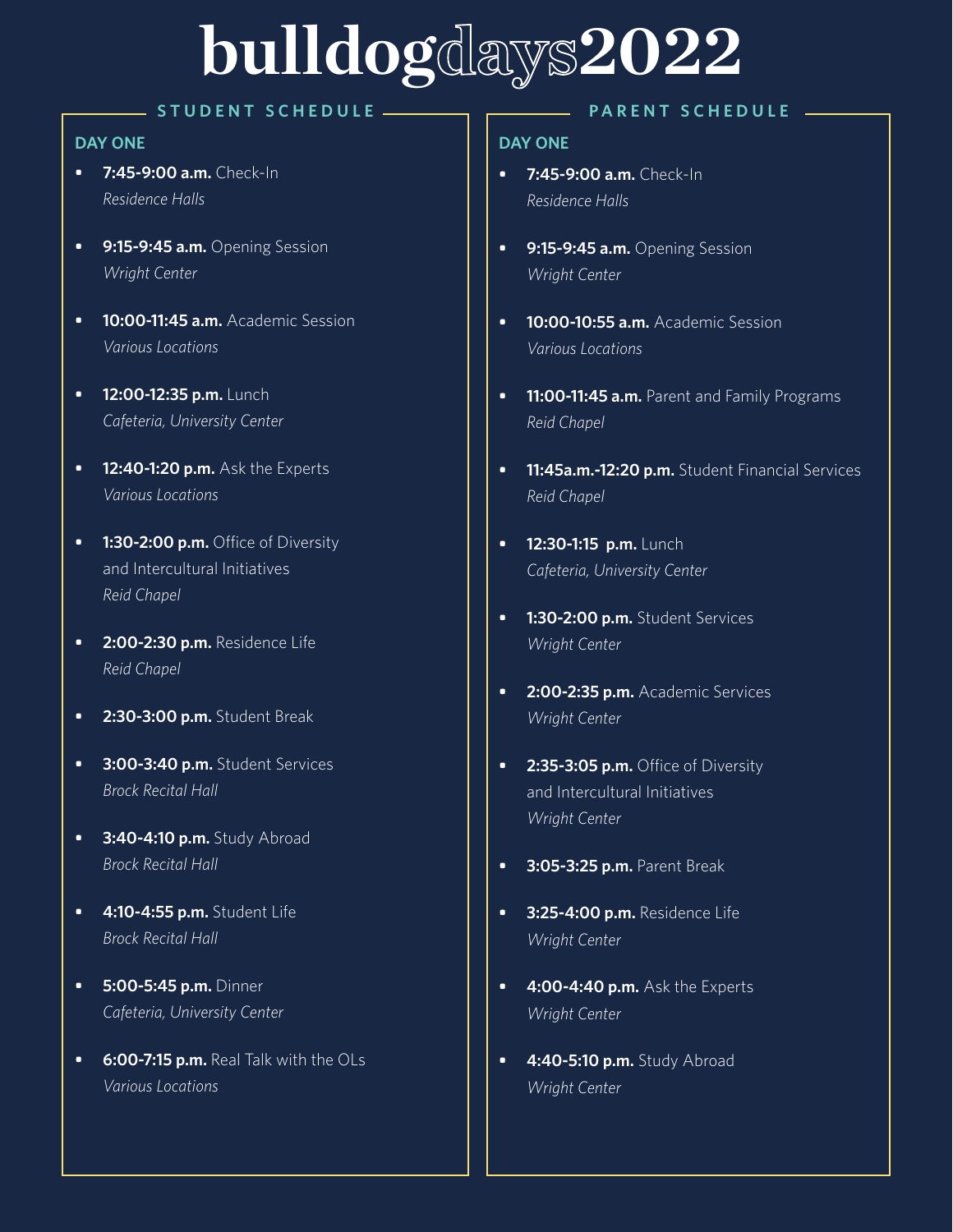# bulldogdays2022

## STUDENT SCHEDULE

### DAY ONE

- **7:45-9:00 a.m.** Check-In
  *Residence Halls*
- **9:15-9:45 a.m.** Opening Session
  *Wright Center*
- **10:00-11:45 a.m.** Academic Session
  *Various Locations*
- **12:00-12:35 p.m.** Lunch
  *Cafeteria, University Center*
- **12:40-1:20 p.m.** Ask the Experts
  *Various Locations*
- **1:30-2:00 p.m.** Office of Diversity and Intercultural Initiatives
  *Reid Chapel*
- **2:00-2:30 p.m.** Residence Life
  *Reid Chapel*
- **2:30-3:00 p.m.** Student Break
- **3:00-3:40 p.m.** Student Services
  *Brock Recital Hall*
- **3:40-4:10 p.m.** Study Abroad
  *Brock Recital Hall*
- **4:10-4:55 p.m.** Student Life
  *Brock Recital Hall*
- **5:00-5:45 p.m.** Dinner
  *Cafeteria, University Center*
- **6:00-7:15 p.m.** Real Talk with the OLs
  *Various Locations*

## PARENT SCHEDULE

### DAY ONE

- **7:45-9:00 a.m.** Check-In
  *Residence Halls*
- **9:15-9:45 a.m.** Opening Session
  *Wright Center*
- **10:00-10:55 a.m.** Academic Session
  *Various Locations*
- **11:00-11:45 a.m.** Parent and Family Programs
  *Reid Chapel*
- **11:45a.m.-12:20 p.m.** Student Financial Services
  *Reid Chapel*
- **12:30-1:15 p.m.** Lunch
  *Cafeteria, University Center*
- **1:30-2:00 p.m.** Student Services
  *Wright Center*
- **2:00-2:35 p.m.** Academic Services
  *Wright Center*
- **2:35-3:05 p.m.** Office of Diversity and Intercultural Initiatives
  *Wright Center*
- **3:05-3:25 p.m.** Parent Break
- **3:25-4:00 p.m.** Residence Life
  *Wright Center*
- **4:00-4:40 p.m.** Ask the Experts
  *Wright Center*
- **4:40-5:10 p.m.** Study Abroad
  *Wright Center*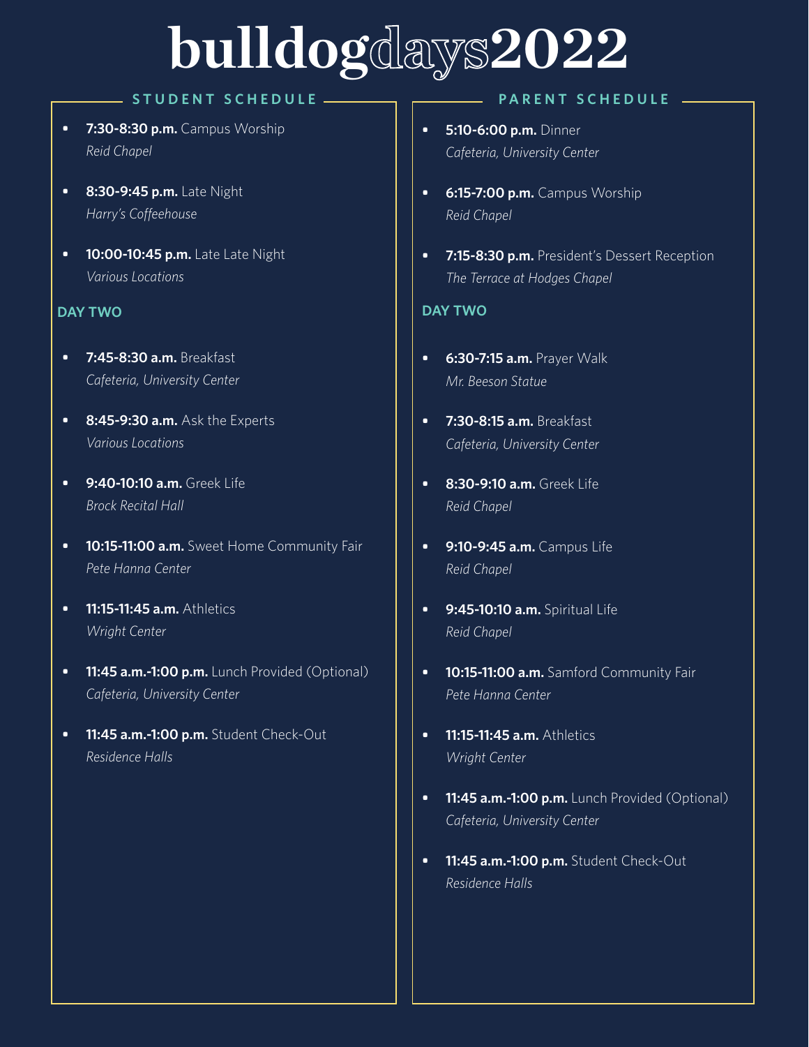# bulldogdays2022

## STUDENT SCHEDULE

- **7:30-8:30 p.m.** Campus Worship
  *Reid Chapel*
- **8:30-9:45 p.m.** Late Night
  *Harry's Coffeehouse*
- **10:00-10:45 p.m.** Late Late Night
  *Various Locations*

### DAY TWO

- **7:45-8:30 a.m.** Breakfast
  *Cafeteria, University Center*
- **8:45-9:30 a.m.** Ask the Experts
  *Various Locations*
- **9:40-10:10 a.m.** Greek Life
  *Brock Recital Hall*
- **10:15-11:00 a.m.** Sweet Home Community Fair
  *Pete Hanna Center*
- **11:15-11:45 a.m.** Athletics
  *Wright Center*
- **11:45 a.m.-1:00 p.m.** Lunch Provided (Optional)
  *Cafeteria, University Center*
- **11:45 a.m.-1:00 p.m.** Student Check-Out
  *Residence Halls*

## PARENT SCHEDULE

- **5:10-6:00 p.m.** Dinner
  *Cafeteria, University Center*
- **6:15-7:00 p.m.** Campus Worship
  *Reid Chapel*
- **7:15-8:30 p.m.** President's Dessert Reception
  *The Terrace at Hodges Chapel*

### DAY TWO

- **6:30-7:15 a.m.** Prayer Walk
  *Mr. Beeson Statue*
- **7:30-8:15 a.m.** Breakfast
  *Cafeteria, University Center*
- **8:30-9:10 a.m.** Greek Life
  *Reid Chapel*
- **9:10-9:45 a.m.** Campus Life
  *Reid Chapel*
- **9:45-10:10 a.m.** Spiritual Life
  *Reid Chapel*
- **10:15-11:00 a.m.** Samford Community Fair
  *Pete Hanna Center*
- **11:15-11:45 a.m.** Athletics
  *Wright Center*
- **11:45 a.m.-1:00 p.m.** Lunch Provided (Optional)
  *Cafeteria, University Center*
- **11:45 a.m.-1:00 p.m.** Student Check-Out
  *Residence Halls*